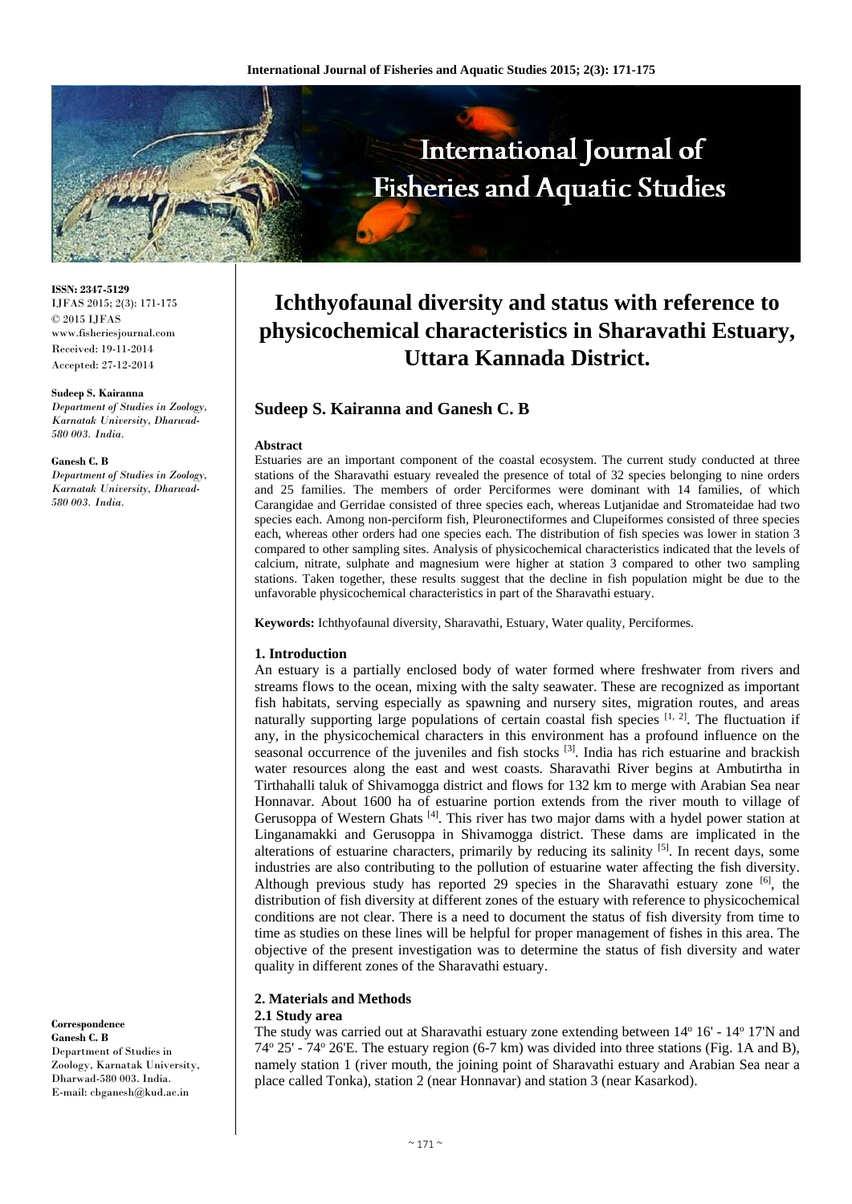ISSN: 2347-5129
IJFAS 2015; 2(3): 171-175
© 2015 IJFAS
www.fisheriesjournal.com
Received: 19-11-2014
Accepted: 27-12-2014

**Sudeep S. Kairanna**
*Department of Studies in Zoology, Karnatak University, Dharwad-580 003. India.*

**Ganesh C. B**
*Department of Studies in Zoology, Karnatak University, Dharwad-580 003. India.*

**Correspondence**
**Ganesh C. B**
Department of Studies in Zoology, Karnatak University, Dharwad-580 003. India.
E-mail: cbganesh@kud.ac.in

# Ichthyofaunal diversity and status with reference to physicochemical characteristics in Sharavathi Estuary, Uttara Kannada District.

## Sudeep S. Kairanna and Ganesh C. B

**Abstract**

Estuaries are an important component of the coastal ecosystem. The current study conducted at three stations of the Sharavathi estuary revealed the presence of total of 32 species belonging to nine orders and 25 families. The members of order Perciformes were dominant with 14 families, of which Carangidae and Gerridae consisted of three species each, whereas Lutjanidae and Stromateidae had two species each. Among non-perciform fish, Pleuronectiformes and Clupeiformes consisted of three species each, whereas other orders had one species each. The distribution of fish species was lower in station 3 compared to other sampling sites. Analysis of physicochemical characteristics indicated that the levels of calcium, nitrate, sulphate and magnesium were higher at station 3 compared to other two sampling stations. Taken together, these results suggest that the decline in fish population might be due to the unfavorable physicochemical characteristics in part of the Sharavathi estuary.

**Keywords:** Ichthyofaunal diversity, Sharavathi, Estuary, Water quality, Perciformes.

### 1. Introduction

An estuary is a partially enclosed body of water formed where freshwater from rivers and streams flows to the ocean, mixing with the salty seawater. These are recognized as important fish habitats, serving especially as spawning and nursery sites, migration routes, and areas naturally supporting large populations of certain coastal fish species [1, 2]. The fluctuation if any, in the physicochemical characters in this environment has a profound influence on the seasonal occurrence of the juveniles and fish stocks [3]. India has rich estuarine and brackish water resources along the east and west coasts. Sharavathi River begins at Ambutirtha in Tirthahalli taluk of Shivamogga district and flows for 132 km to merge with Arabian Sea near Honnavar. About 1600 ha of estuarine portion extends from the river mouth to village of Gerusoppa of Western Ghats [4]. This river has two major dams with a hydel power station at Linganamakki and Gerusoppa in Shivamogga district. These dams are implicated in the alterations of estuarine characters, primarily by reducing its salinity [5]. In recent days, some industries are also contributing to the pollution of estuarine water affecting the fish diversity. Although previous study has reported 29 species in the Sharavathi estuary zone [6], the distribution of fish diversity at different zones of the estuary with reference to physicochemical conditions are not clear. There is a need to document the status of fish diversity from time to time as studies on these lines will be helpful for proper management of fishes in this area. The objective of the present investigation was to determine the status of fish diversity and water quality in different zones of the Sharavathi estuary.

### 2. Materials and Methods

#### 2.1 Study area

The study was carried out at Sharavathi estuary zone extending between 14° 16' - 14° 17'N and 74° 25' - 74° 26'E. The estuary region (6-7 km) was divided into three stations (Fig. 1A and B), namely station 1 (river mouth, the joining point of Sharavathi estuary and Arabian Sea near a place called Tonka), station 2 (near Honnavar) and station 3 (near Kasarkod).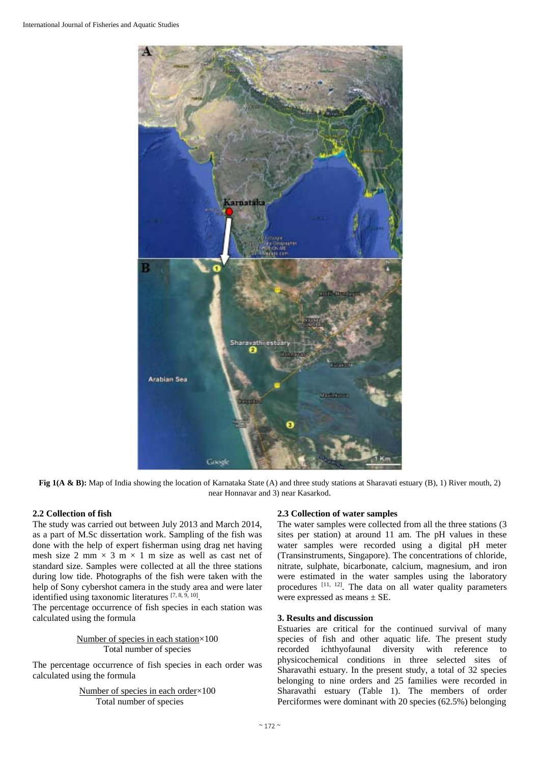**Fig 1(A & B):** Map of India showing the location of Karnataka State (A) and three study stations at Sharavati estuary (B), 1) River mouth, 2) near Honnavar and 3) near Kasarkod.

### 2.2 Collection of fish

The study was carried out between July 2013 and March 2014, as a part of M.Sc dissertation work. Sampling of the fish was done with the help of expert fisherman using drag net having mesh size 2 mm × 3 m × 1 m size as well as cast net of standard size. Samples were collected at all the three stations during low tide. Photographs of the fish were taken with the help of Sony cybershot camera in the study area and were later identified using taxonomic literatures [7, 8, 9, 10].

The percentage occurrence of fish species in each station was calculated using the formula

$$\frac{\text{Number of species in each station} \times 100}{\text{Total number of species}}$$

The percentage occurrence of fish species in each order was calculated using the formula

$$\frac{\text{Number of species in each order} \times 100}{\text{Total number of species}}$$

### 2.3 Collection of water samples

The water samples were collected from all the three stations (3 sites per station) at around 11 am. The pH values in these water samples were recorded using a digital pH meter (Transinstruments, Singapore). The concentrations of chloride, nitrate, sulphate, bicarbonate, calcium, magnesium, and iron were estimated in the water samples using the laboratory procedures [11, 12]. The data on all water quality parameters were expressed as means ± SE.

## 3. Results and discussion

Estuaries are critical for the continued survival of many species of fish and other aquatic life. The present study recorded ichthyofaunal diversity with reference to physicochemical conditions in three selected sites of Sharavathi estuary. In the present study, a total of 32 species belonging to nine orders and 25 families were recorded in Sharavathi estuary (Table 1). The members of order Perciformes were dominant with 20 species (62.5%) belonging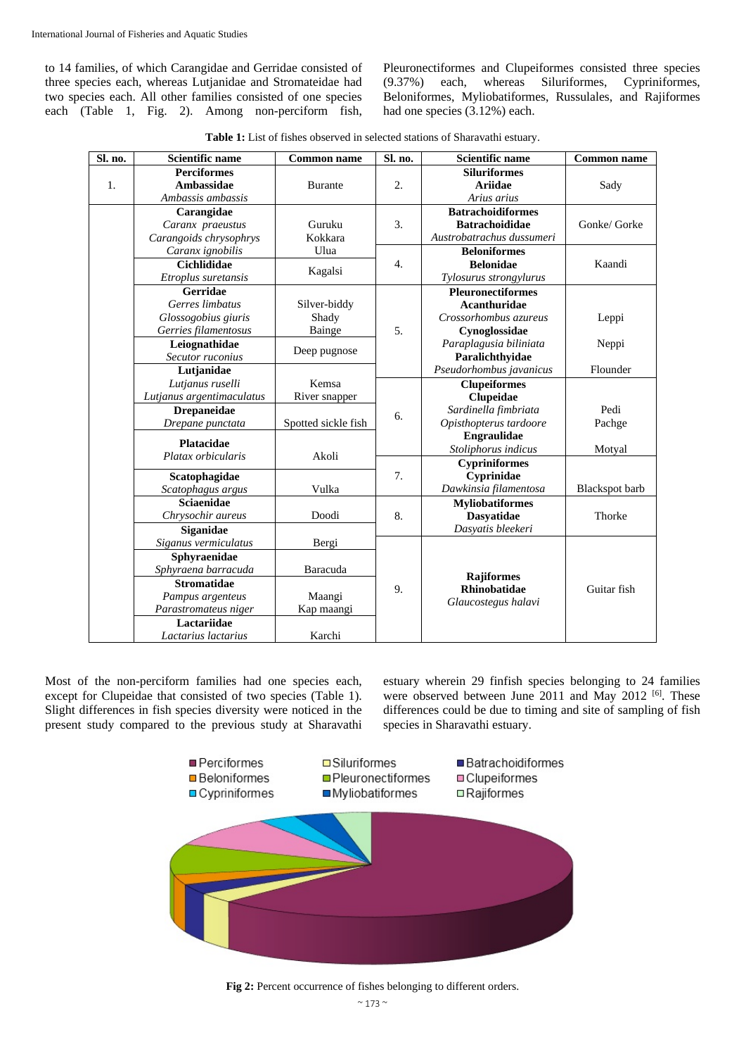to 14 families, of which Carangidae and Gerridae consisted of three species each, whereas Lutjanidae and Stromateidae had two species each. All other families consisted of one species each (Table 1, Fig. 2). Among non-perciform fish, Pleuronectiformes and Clupeiformes consisted three species (9.37%) each, whereas Siluriformes, Cypriniformes, Beloniformes, Myliobatiformes, Russulales, and Rajiformes had one species (3.12%) each.

**Table 1:** List of fishes observed in selected stations of Sharavathi estuary.

| Sl. no. | Scientific name | Common name | Sl. no. | Scientific name | Common name |
|---|---|---|---|---|---|
| 1. | **Perciformes** **Ambassidae** *Ambassis ambassis* | Burante | 2. | **Siluriformes** **Ariidae** *Arius arius* | Sady |
| | **Carangidae** *Caranx praeustus* *Carangoids chrysophrys* *Caranx ignobilis* | Guruku Kokkara Ulua | 3. | **Batrachoidiformes** **Batrachoididae** *Austrobatrachus dussumeri* | Gonke/ Gorke |
| | **Cichlididae** *Etroplus suretansis* | Kagalsi | 4. | **Beloniformes** **Belonidae** *Tylosurus strongylurus* | Kaandi |
| | **Gerridae** *Gerres limbatus* *Glossogobius giuris* *Gerries filamentosus* | Silver-biddy Shady Bainge | 5. | **Pleuronectiformes** **Acanthuridae** *Crossorhombus azureus* **Cynoglossidae** *Paraplagusia biliniata* **Paralichthyidae** *Pseudorhombus javanicus* | Leppi Neppi Flounder |
| | **Leiognathidae** *Secutor ruconius* | Deep pugnose | | | |
| | **Lutjanidae** *Lutjanus ruselli* *Lutjanus argentimaculatus* | Kemsa River snapper | 6. | **Clupeiformes** **Clupeidae** *Sardinella fimbriata* *Opisthopterus tardoore* **Engraulidae** *Stoliphorus indicus* | Pedi Pachge Motyal |
| | **Drepaneidae** *Drepane punctata* | Spotted sickle fish | | | |
| | **Platacidae** *Platax orbicularis* | Akoli | | | |
| | **Scatophagidae** *Scatophagus argus* | Vulka | 7. | **Cypriniformes** **Cyprinidae** *Dawkinsia filamentosa* | Blackspot barb |
| | **Sciaenidae** *Chrysochir aureus* | Doodi | 8. | **Myliobatiformes** **Dasyatidae** *Dasyatis bleekeri* | Thorke |
| | **Siganidae** *Siganus vermiculatus* | Bergi | 9. | **Rajiformes** **Rhinobatidae** *Glaucostegus halavi* | Guitar fish |
| | **Sphyraenidae** *Sphyraena barracuda* | Baracuda | | | |
| | **Stromatidae** *Pampus argenteus* *Parastromateus niger* | Maangi Kap maangi | | | |
| | **Lactariidae** *Lactarius lactarius* | Karchi | | | |

Most of the non-perciform families had one species each, except for Clupeidae that consisted of two species (Table 1). Slight differences in fish species diversity were noticed in the present study compared to the previous study at Sharavathi estuary wherein 29 finfish species belonging to 24 families were observed between June 2011 and May 2012 [6]. These differences could be due to timing and site of sampling of fish species in Sharavathi estuary.

**Fig 2:** Percent occurrence of fishes belonging to different orders.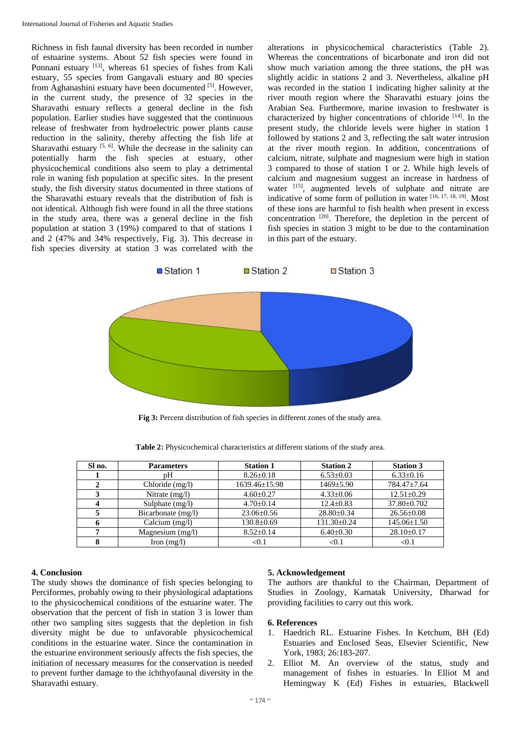Richness in fish faunal diversity has been recorded in number of estuarine systems. About 52 fish species were found in Ponnani estuary [13], whereas 61 species of fishes from Kali estuary, 55 species from Gangavali estuary and 80 species from Aghanashini estuary have been documented [5]. However, in the current study, the presence of 32 species in the Sharavathi estuary reflects a general decline in the fish population. Earlier studies have suggested that the continuous release of freshwater from hydroelectric power plants cause reduction in the salinity, thereby affecting the fish life at Sharavathi estuary [5, 6]. While the decrease in the salinity can potentially harm the fish species at estuary, other physicochemical conditions also seem to play a detrimental role in waning fish population at specific sites. In the present study, the fish diversity status documented in three stations of the Sharavathi estuary reveals that the distribution of fish is not identical. Although fish were found in all the three stations in the study area, there was a general decline in the fish population at station 3 (19%) compared to that of stations 1 and 2 (47% and 34% respectively, Fig. 3). This decrease in fish species diversity at station 3 was correlated with the alterations in physicochemical characteristics (Table 2). Whereas the concentrations of bicarbonate and iron did not show much variation among the three stations, the pH was slightly acidic in stations 2 and 3. Nevertheless, alkaline pH was recorded in the station 1 indicating higher salinity at the river mouth region where the Sharavathi estuary joins the Arabian Sea. Furthermore, marine invasion to freshwater is characterized by higher concentrations of chloride [14]. In the present study, the chloride levels were higher in station 1 followed by stations 2 and 3, reflecting the salt water intrusion at the river mouth region. In addition, concentrations of calcium, nitrate, sulphate and magnesium were high in station 3 compared to those of station 1 or 2. While high levels of calcium and magnesium suggest an increase in hardness of water [15], augmented levels of sulphate and nitrate are indicative of some form of pollution in water [16, 17, 18, 19]. Most of these ions are harmful to fish health when present in excess concentration [20]. Therefore, the depletion in the percent of fish species in station 3 might to be due to the contamination in this part of the estuary.

**Fig 3:** Percent distribution of fish species in different zones of the study area.

**Table 2:** Physicochemical characteristics at different stations of the study area.

| Sl no. | Parameters | Station 1 | Station 2 | Station 3 |
|---|---|---|---|---|
| **1** | pH | 8.26±0.18 | 6.53±0.03 | 6.33±0.16 |
| **2** | Chloride (mg/l) | 1639.46±15.98 | 1469±5.90 | 784.47±7.64 |
| **3** | Nitrate (mg/l) | 4.60±0.27 | 4.33±0.06 | 12.51±0.29 |
| **4** | Sulphate (mg/l) | 4.70±0.14 | 12.4±0.83 | 37.80±0.702 |
| **5** | Bicarbonate (mg/l) | 23.06±0.56 | 28.80±0.34 | 26.56±0.08 |
| **6** | Calcium (mg/l) | 130.8±0.69 | 131.30±0.24 | 145.06±1.50 |
| **7** | Magnesium (mg/l) | 8.52±0.14 | 6.40±0.30 | 28.10±0.17 |
| **8** | Iron (mg/l) | <0.1 | <0.1 | <0.1 |

## 4. Conclusion

The study shows the dominance of fish species belonging to Perciformes, probably owing to their physiological adaptations to the physicochemical conditions of the estuarine water. The observation that the percent of fish in station 3 is lower than other two sampling sites suggests that the depletion in fish diversity might be due to unfavorable physicochemical conditions in the estuarine water. Since the contamination in the estuarine environment seriously affects the fish species, the initiation of necessary measures for the conservation is needed to prevent further damage to the ichthyofaunal diversity in the Sharavathi estuary.

## 5. Acknowledgement

The authors are thankful to the Chairman, Department of Studies in Zoology, Karnatak University, Dharwad for providing facilities to carry out this work.

## 6. References

1. Haedrich RL. Estuarine Fishes. In Ketchum, BH (Ed) Estuaries and Enclosed Seas, Elsevier Scientific, New York, 1983; 26:183-207.
2. Elliot M. An overview of the status, study and management of fishes in estuaries. In Elliot M and Hemingway K (Ed) Fishes in estuaries, Blackwell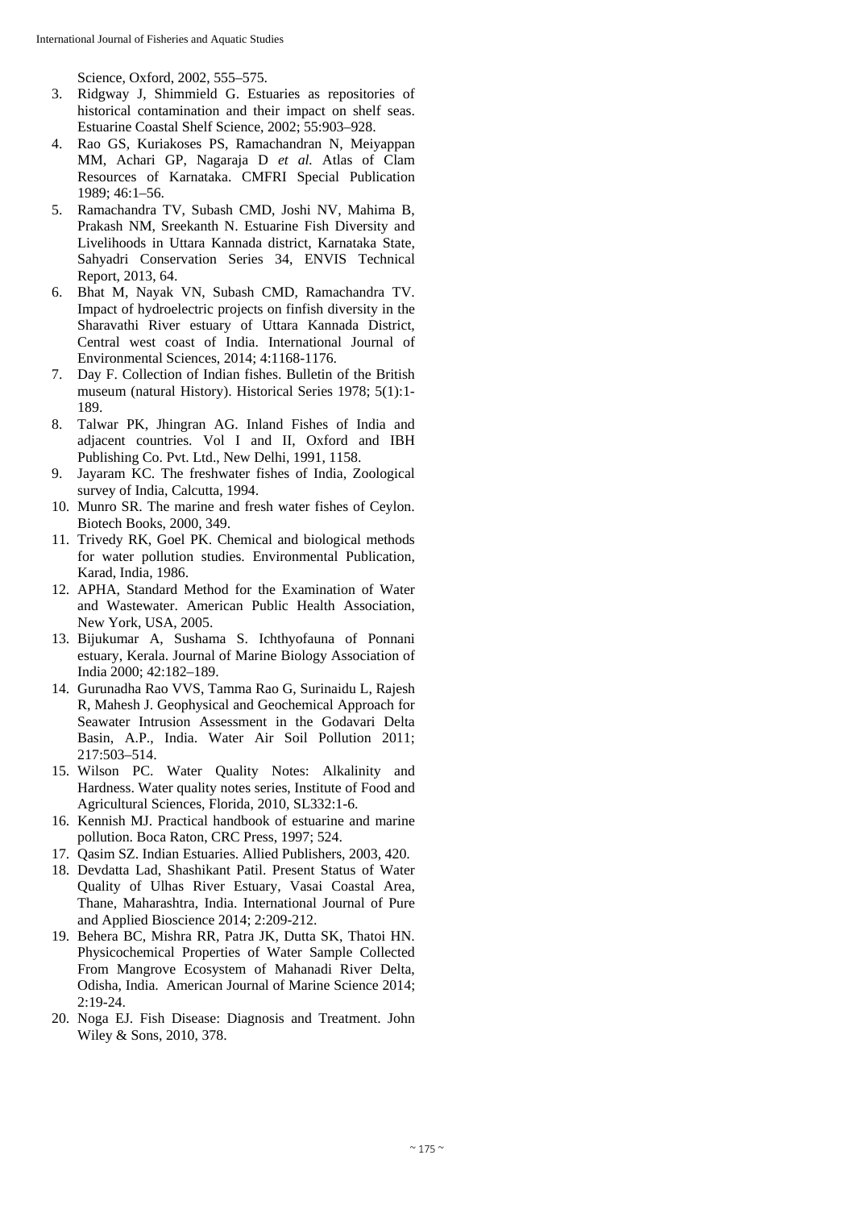Science, Oxford, 2002, 555–575.

3. Ridgway J, Shimmield G. Estuaries as repositories of historical contamination and their impact on shelf seas. Estuarine Coastal Shelf Science, 2002; 55:903–928.
4. Rao GS, Kuriakoses PS, Ramachandran N, Meiyappan MM, Achari GP, Nagaraja D *et al.* Atlas of Clam Resources of Karnataka. CMFRI Special Publication 1989; 46:1–56.
5. Ramachandra TV, Subash CMD, Joshi NV, Mahima B, Prakash NM, Sreekanth N. Estuarine Fish Diversity and Livelihoods in Uttara Kannada district, Karnataka State, Sahyadri Conservation Series 34, ENVIS Technical Report, 2013, 64.
6. Bhat M, Nayak VN, Subash CMD, Ramachandra TV. Impact of hydroelectric projects on finfish diversity in the Sharavathi River estuary of Uttara Kannada District, Central west coast of India. International Journal of Environmental Sciences, 2014; 4:1168-1176.
7. Day F. Collection of Indian fishes. Bulletin of the British museum (natural History). Historical Series 1978; 5(1):1-189.
8. Talwar PK, Jhingran AG. Inland Fishes of India and adjacent countries. Vol I and II, Oxford and IBH Publishing Co. Pvt. Ltd., New Delhi, 1991, 1158.
9. Jayaram KC. The freshwater fishes of India, Zoological survey of India, Calcutta, 1994.
10. Munro SR. The marine and fresh water fishes of Ceylon. Biotech Books, 2000, 349.
11. Trivedy RK, Goel PK. Chemical and biological methods for water pollution studies. Environmental Publication, Karad, India, 1986.
12. APHA, Standard Method for the Examination of Water and Wastewater. American Public Health Association, New York, USA, 2005.
13. Bijukumar A, Sushama S. Ichthyofauna of Ponnani estuary, Kerala. Journal of Marine Biology Association of India 2000; 42:182–189.
14. Gurunadha Rao VVS, Tamma Rao G, Surinaidu L, Rajesh R, Mahesh J. Geophysical and Geochemical Approach for Seawater Intrusion Assessment in the Godavari Delta Basin, A.P., India. Water Air Soil Pollution 2011; 217:503–514.
15. Wilson PC. Water Quality Notes: Alkalinity and Hardness. Water quality notes series, Institute of Food and Agricultural Sciences, Florida, 2010, SL332:1-6.
16. Kennish MJ. Practical handbook of estuarine and marine pollution. Boca Raton, CRC Press, 1997; 524.
17. Qasim SZ. Indian Estuaries. Allied Publishers, 2003, 420.
18. Devdatta Lad, Shashikant Patil. Present Status of Water Quality of Ulhas River Estuary, Vasai Coastal Area, Thane, Maharashtra, India. International Journal of Pure and Applied Bioscience 2014; 2:209-212.
19. Behera BC, Mishra RR, Patra JK, Dutta SK, Thatoi HN. Physicochemical Properties of Water Sample Collected From Mangrove Ecosystem of Mahanadi River Delta, Odisha, India. American Journal of Marine Science 2014; 2:19-24.
20. Noga EJ. Fish Disease: Diagnosis and Treatment. John Wiley & Sons, 2010, 378.